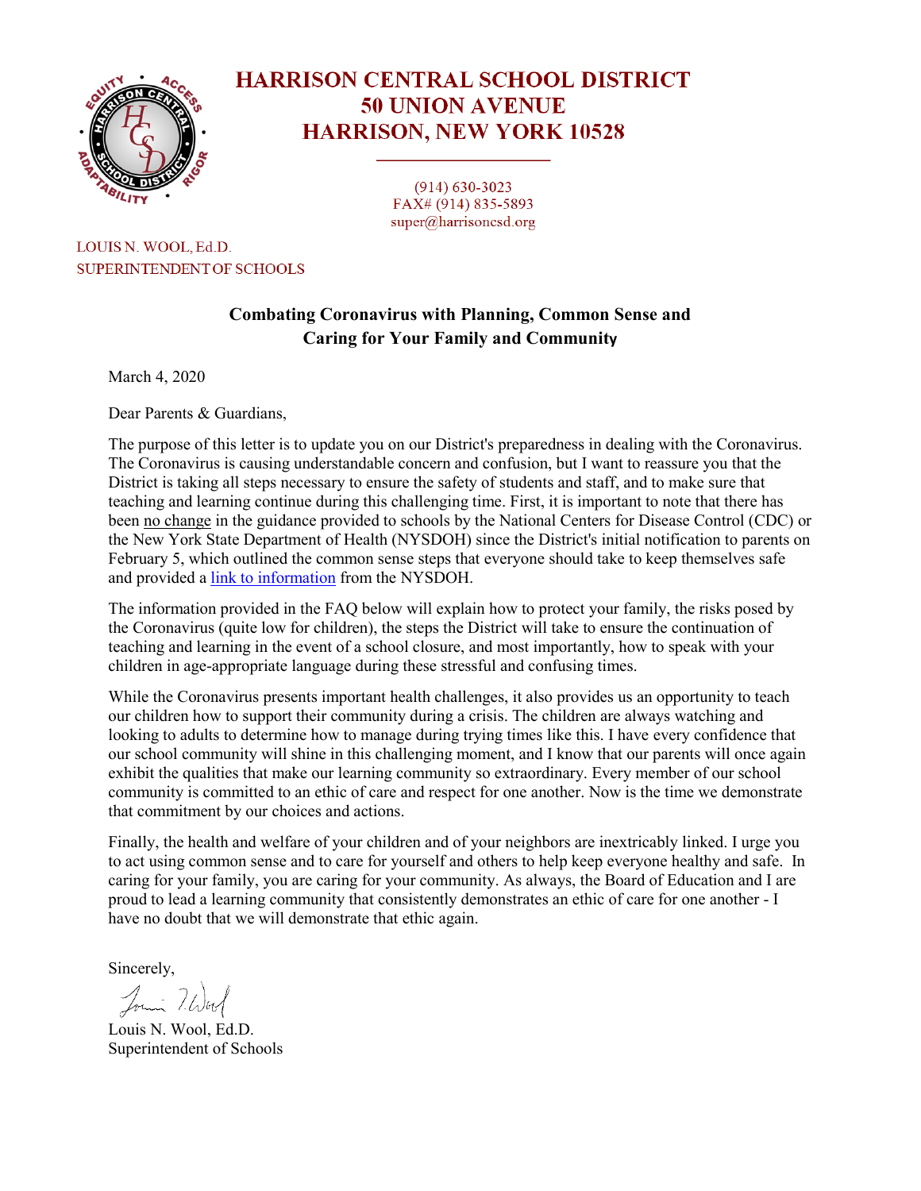# HARRISON CENTRAL SCHOOL DISTRICT
## 50 UNION AVENUE
## HARRISON, NEW YORK 10528

(914) 630-3023
FAX# (914) 835-5893
super@harrisoncsd.org

LOUIS N. WOOL, Ed.D.
SUPERINTENDENT OF SCHOOLS

**Combating Coronavirus with Planning, Common Sense and Caring for Your Family and Community**

March 4, 2020

Dear Parents & Guardians,

The purpose of this letter is to update you on our District's preparedness in dealing with the Coronavirus. The Coronavirus is causing understandable concern and confusion, but I want to reassure you that the District is taking all steps necessary to ensure the safety of students and staff, and to make sure that teaching and learning continue during this challenging time. First, it is important to note that there has been no change in the guidance provided to schools by the National Centers for Disease Control (CDC) or the New York State Department of Health (NYSDOH) since the District's initial notification to parents on February 5, which outlined the common sense steps that everyone should take to keep themselves safe and provided a link to information from the NYSDOH.

The information provided in the FAQ below will explain how to protect your family, the risks posed by the Coronavirus (quite low for children), the steps the District will take to ensure the continuation of teaching and learning in the event of a school closure, and most importantly, how to speak with your children in age-appropriate language during these stressful and confusing times.

While the Coronavirus presents important health challenges, it also provides us an opportunity to teach our children how to support their community during a crisis. The children are always watching and looking to adults to determine how to manage during trying times like this. I have every confidence that our school community will shine in this challenging moment, and I know that our parents will once again exhibit the qualities that make our learning community so extraordinary. Every member of our school community is committed to an ethic of care and respect for one another. Now is the time we demonstrate that commitment by our choices and actions.

Finally, the health and welfare of your children and of your neighbors are inextricably linked. I urge you to act using common sense and to care for yourself and others to help keep everyone healthy and safe. In caring for your family, you are caring for your community. As always, the Board of Education and I are proud to lead a learning community that consistently demonstrates an ethic of care for one another - I have no doubt that we will demonstrate that ethic again.

Sincerely,

Louis N. Wool, Ed.D.
Superintendent of Schools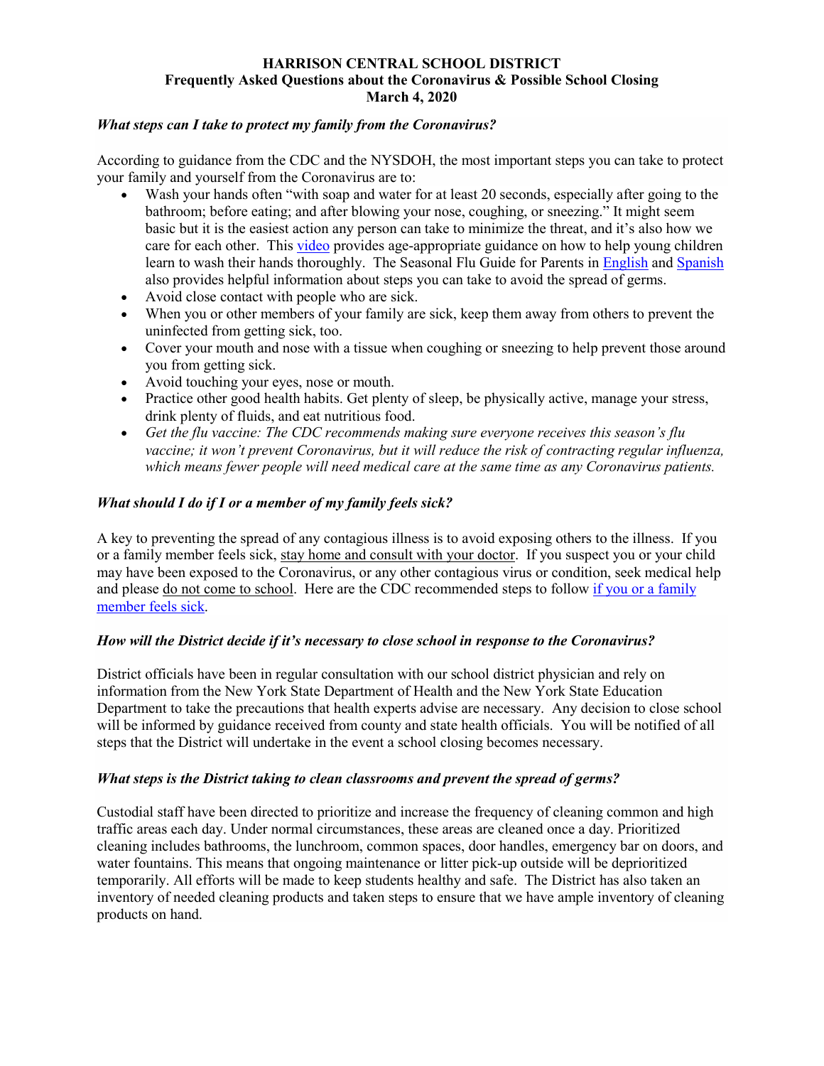**HARRISON CENTRAL SCHOOL DISTRICT**
**Frequently Asked Questions about the Coronavirus & Possible School Closing**
**March 4, 2020**

***What steps can I take to protect my family from the Coronavirus?***

According to guidance from the CDC and the NYSDOH, the most important steps you can take to protect your family and yourself from the Coronavirus are to:

- Wash your hands often "with soap and water for at least 20 seconds, especially after going to the bathroom; before eating; and after blowing your nose, coughing, or sneezing." It might seem basic but it is the easiest action any person can take to minimize the threat, and it's also how we care for each other. This video provides age-appropriate guidance on how to help young children learn to wash their hands thoroughly. The Seasonal Flu Guide for Parents in English and Spanish also provides helpful information about steps you can take to avoid the spread of germs.
- Avoid close contact with people who are sick.
- When you or other members of your family are sick, keep them away from others to prevent the uninfected from getting sick, too.
- Cover your mouth and nose with a tissue when coughing or sneezing to help prevent those around you from getting sick.
- Avoid touching your eyes, nose or mouth.
- Practice other good health habits. Get plenty of sleep, be physically active, manage your stress, drink plenty of fluids, and eat nutritious food.
- *Get the flu vaccine: The CDC recommends making sure everyone receives this season's flu vaccine; it won't prevent Coronavirus, but it will reduce the risk of contracting regular influenza, which means fewer people will need medical care at the same time as any Coronavirus patients.*

***What should I do if I or a member of my family feels sick?***

A key to preventing the spread of any contagious illness is to avoid exposing others to the illness. If you or a family member feels sick, stay home and consult with your doctor. If you suspect you or your child may have been exposed to the Coronavirus, or any other contagious virus or condition, seek medical help and please do not come to school. Here are the CDC recommended steps to follow if you or a family member feels sick.

***How will the District decide if it's necessary to close school in response to the Coronavirus?***

District officials have been in regular consultation with our school district physician and rely on information from the New York State Department of Health and the New York State Education Department to take the precautions that health experts advise are necessary. Any decision to close school will be informed by guidance received from county and state health officials. You will be notified of all steps that the District will undertake in the event a school closing becomes necessary.

***What steps is the District taking to clean classrooms and prevent the spread of germs?***

Custodial staff have been directed to prioritize and increase the frequency of cleaning common and high traffic areas each day. Under normal circumstances, these areas are cleaned once a day. Prioritized cleaning includes bathrooms, the lunchroom, common spaces, door handles, emergency bar on doors, and water fountains. This means that ongoing maintenance or litter pick-up outside will be deprioritized temporarily. All efforts will be made to keep students healthy and safe. The District has also taken an inventory of needed cleaning products and taken steps to ensure that we have ample inventory of cleaning products on hand.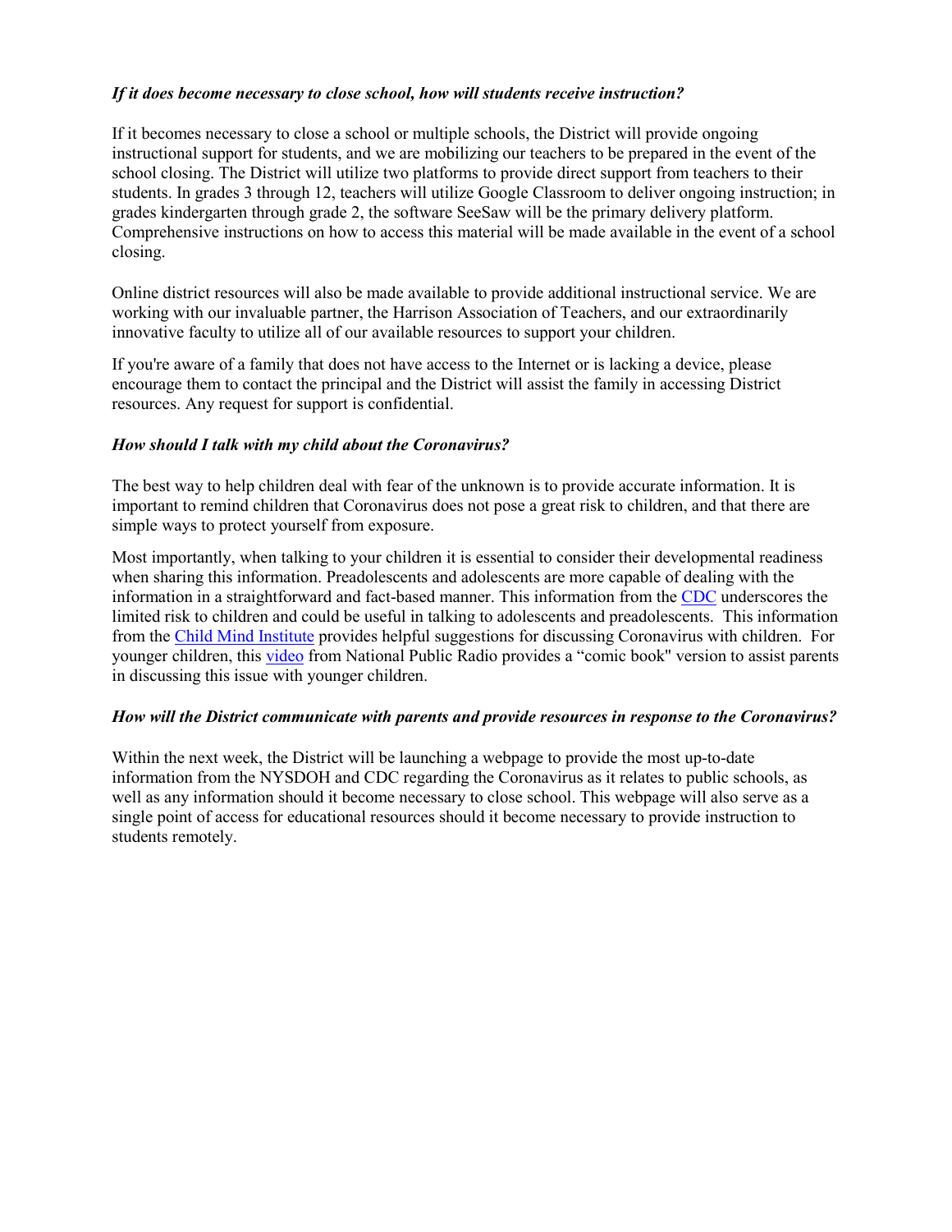***If it does become necessary to close school, how will students receive instruction?***

If it becomes necessary to close a school or multiple schools, the District will provide ongoing instructional support for students, and we are mobilizing our teachers to be prepared in the event of the school closing. The District will utilize two platforms to provide direct support from teachers to their students. In grades 3 through 12, teachers will utilize Google Classroom to deliver ongoing instruction; in grades kindergarten through grade 2, the software SeeSaw will be the primary delivery platform. Comprehensive instructions on how to access this material will be made available in the event of a school closing.

Online district resources will also be made available to provide additional instructional service. We are working with our invaluable partner, the Harrison Association of Teachers, and our extraordinarily innovative faculty to utilize all of our available resources to support your children.

If you're aware of a family that does not have access to the Internet or is lacking a device, please encourage them to contact the principal and the District will assist the family in accessing District resources. Any request for support is confidential.

***How should I talk with my child about the Coronavirus?***

The best way to help children deal with fear of the unknown is to provide accurate information. It is important to remind children that Coronavirus does not pose a great risk to children, and that there are simple ways to protect yourself from exposure.

Most importantly, when talking to your children it is essential to consider their developmental readiness when sharing this information. Preadolescents and adolescents are more capable of dealing with the information in a straightforward and fact-based manner. This information from the CDC underscores the limited risk to children and could be useful in talking to adolescents and preadolescents. This information from the Child Mind Institute provides helpful suggestions for discussing Coronavirus with children. For younger children, this video from National Public Radio provides a "comic book" version to assist parents in discussing this issue with younger children.

***How will the District communicate with parents and provide resources in response to the Coronavirus?***

Within the next week, the District will be launching a webpage to provide the most up-to-date information from the NYSDOH and CDC regarding the Coronavirus as it relates to public schools, as well as any information should it become necessary to close school. This webpage will also serve as a single point of access for educational resources should it become necessary to provide instruction to students remotely.